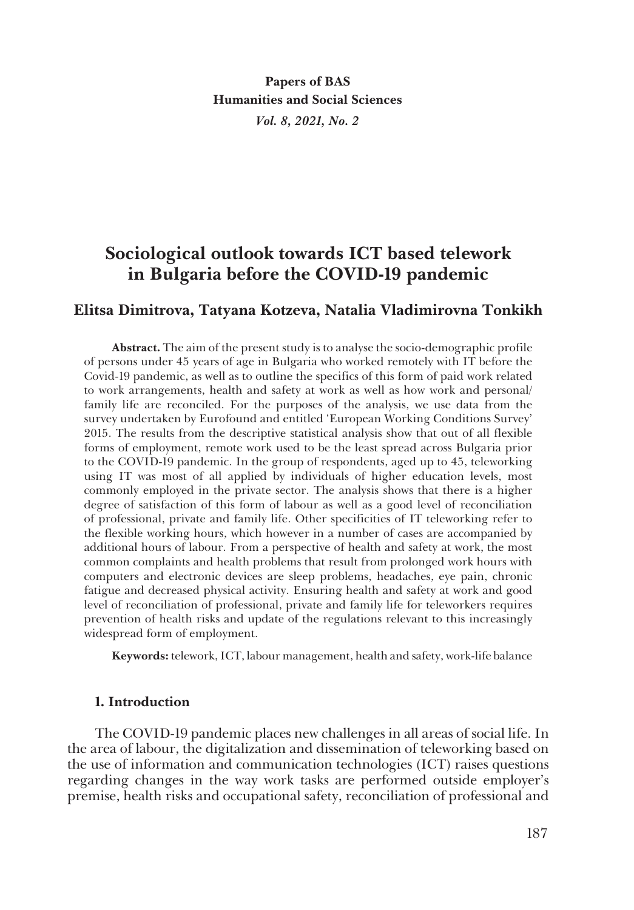# Sociological outlook towards ICT based telework in Bulgaria before the COVID-19 pandemic

**Elitsa Dimitrova, Tatyana Kotzeva, Natalia Vladimirovna Tonkikh**

**Abstract.** The aim of the present study is to analyse the socio-demographic profile of persons under 45 years of age in Bulgaria who worked remotely with IT before the Covid-19 pandemic, as well as to outline the specifics of this form of paid work related to work arrangements, health and safety at work as well as how work and personal/family life are reconciled. For the purposes of the analysis, we use data from the survey undertaken by Eurofound and entitled 'European Working Conditions Survey' 2015. The results from the descriptive statistical analysis show that out of all flexible forms of employment, remote work used to be the least spread across Bulgaria prior to the COVID-19 pandemic. In the group of respondents, aged up to 45, teleworking using IT was most of all applied by individuals of higher education levels, most commonly employed in the private sector. The analysis shows that there is a higher degree of satisfaction of this form of labour as well as a good level of reconciliation of professional, private and family life. Other specificities of IT teleworking refer to the flexible working hours, which however in a number of cases are accompanied by additional hours of labour. From a perspective of health and safety at work, the most common complaints and health problems that result from prolonged work hours with computers and electronic devices are sleep problems, headaches, eye pain, chronic fatigue and decreased physical activity. Ensuring health and safety at work and good level of reconciliation of professional, private and family life for teleworkers requires prevention of health risks and update of the regulations relevant to this increasingly widespread form of employment.

**Keywords:** telework, ICT, labour management, health and safety, work-life balance

## 1. Introduction

The COVID-19 pandemic places new challenges in all areas of social life. In the area of labour, the digitalization and dissemination of teleworking based on the use of information and communication technologies (ICT) raises questions regarding changes in the way work tasks are performed outside employer's premise, health risks and occupational safety, reconciliation of professional and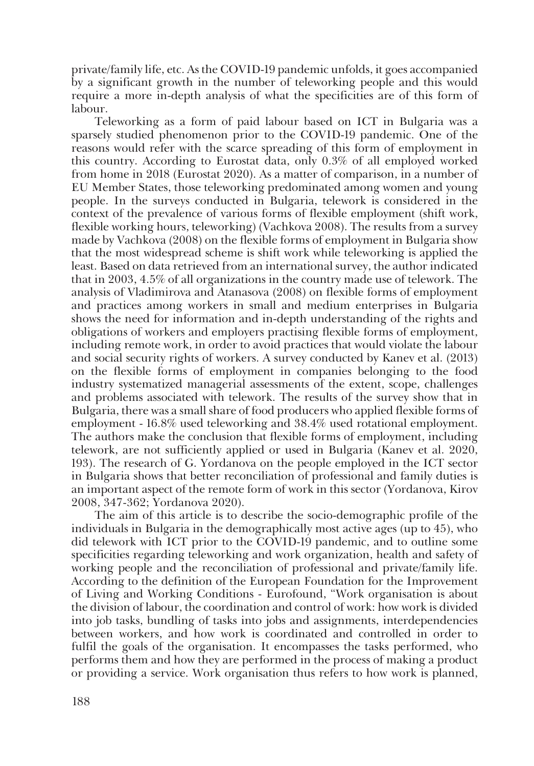private/family life, etc. As the COVID-19 pandemic unfolds, it goes accompanied by a significant growth in the number of teleworking people and this would require a more in-depth analysis of what the specificities are of this form of labour.

Teleworking as a form of paid labour based on ICT in Bulgaria was a sparsely studied phenomenon prior to the COVID-19 pandemic. One of the reasons would refer with the scarce spreading of this form of employment in this country. According to Eurostat data, only 0.3% of all employed worked from home in 2018 (Eurostat 2020). As a matter of comparison, in a number of EU Member States, those teleworking predominated among women and young people. In the surveys conducted in Bulgaria, telework is considered in the context of the prevalence of various forms of flexible employment (shift work, flexible working hours, teleworking) (Vachkova 2008). The results from a survey made by Vachkova (2008) on the flexible forms of employment in Bulgaria show that the most widespread scheme is shift work while teleworking is applied the least. Based on data retrieved from an international survey, the author indicated that in 2003, 4.5% of all organizations in the country made use of telework. The analysis of Vladimirova and Atanasova (2008) on flexible forms of employment and practices among workers in small and medium enterprises in Bulgaria shows the need for information and in-depth understanding of the rights and obligations of workers and employers practising flexible forms of employment, including remote work, in order to avoid practices that would violate the labour and social security rights of workers. A survey conducted by Kanev et al. (2013) on the flexible forms of employment in companies belonging to the food industry systematized managerial assessments of the extent, scope, challenges and problems associated with telework. The results of the survey show that in Bulgaria, there was a small share of food producers who applied flexible forms of employment - 16.8% used teleworking and 38.4% used rotational employment. The authors make the conclusion that flexible forms of employment, including telework, are not sufficiently applied or used in Bulgaria (Kanev et al. 2020, 193). The research of G. Yordanova on the people employed in the ICT sector in Bulgaria shows that better reconciliation of professional and family duties is an important aspect of the remote form of work in this sector (Yordanova, Kirov 2008, 347-362; Yordanova 2020).

The aim of this article is to describe the socio-demographic profile of the individuals in Bulgaria in the demographically most active ages (up to 45), who did telework with ICT prior to the COVID-19 pandemic, and to outline some specificities regarding teleworking and work organization, health and safety of working people and the reconciliation of professional and private/family life. According to the definition of the European Foundation for the Improvement of Living and Working Conditions - Eurofound, "Work organisation is about the division of labour, the coordination and control of work: how work is divided into job tasks, bundling of tasks into jobs and assignments, interdependencies between workers, and how work is coordinated and controlled in order to fulfil the goals of the organisation. It encompasses the tasks performed, who performs them and how they are performed in the process of making a product or providing a service. Work organisation thus refers to how work is planned,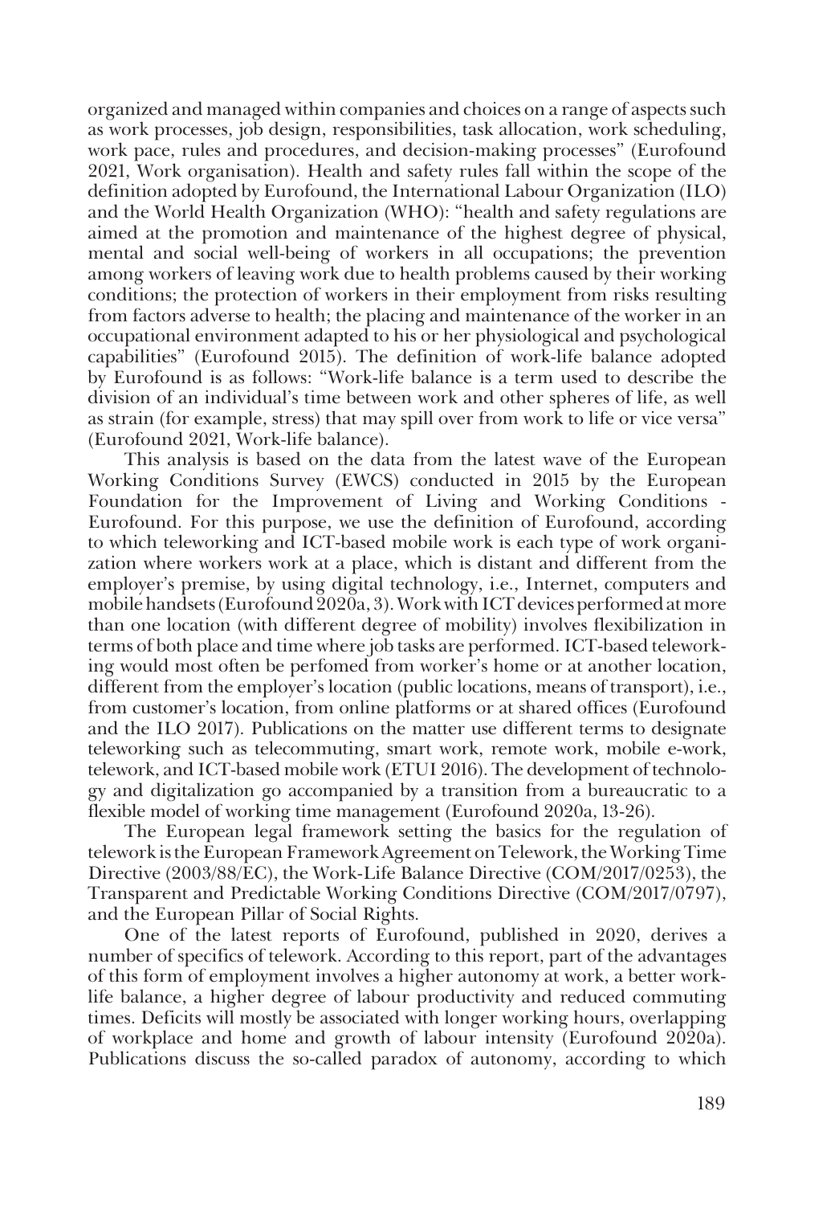organized and managed within companies and choices on a range of aspects such as work processes, job design, responsibilities, task allocation, work scheduling, work pace, rules and procedures, and decision-making processes" (Eurofound 2021, Work organisation). Health and safety rules fall within the scope of the definition adopted by Eurofound, the International Labour Organization (ILO) and the World Health Organization (WHO): "health and safety regulations are aimed at the promotion and maintenance of the highest degree of physical, mental and social well-being of workers in all occupations; the prevention among workers of leaving work due to health problems caused by their working conditions; the protection of workers in their employment from risks resulting from factors adverse to health; the placing and maintenance of the worker in an occupational environment adapted to his or her physiological and psychological capabilities" (Eurofound 2015). The definition of work-life balance adopted by Eurofound is as follows: "Work-life balance is a term used to describe the division of an individual's time between work and other spheres of life, as well as strain (for example, stress) that may spill over from work to life or vice versa" (Eurofound 2021, Work-life balance).

This analysis is based on the data from the latest wave of the European Working Conditions Survey (EWCS) conducted in 2015 by the European Foundation for the Improvement of Living and Working Conditions - Eurofound. For this purpose, we use the definition of Eurofound, according to which teleworking and ICT-based mobile work is each type of work organization where workers work at a place, which is distant and different from the employer's premise, by using digital technology, i.e., Internet, computers and mobile handsets (Eurofound 2020a, 3). Work with ICT devices performed at more than one location (with different degree of mobility) involves flexibilization in terms of both place and time where job tasks are performed. ICT-based teleworking would most often be perfomed from worker's home or at another location, different from the employer's location (public locations, means of transport), i.e., from customer's location, from online platforms or at shared offices (Eurofound and the ILO 2017). Publications on the matter use different terms to designate teleworking such as telecommuting, smart work, remote work, mobile e-work, telework, and ICT-based mobile work (ETUI 2016). The development of technology and digitalization go accompanied by a transition from a bureaucratic to a flexible model of working time management (Eurofound 2020a, 13-26).

The European legal framework setting the basics for the regulation of telework is the European Framework Agreement on Telework, the Working Time Directive (2003/88/EC), the Work-Life Balance Directive (COM/2017/0253), the Transparent and Predictable Working Conditions Directive (COM/2017/0797), and the European Pillar of Social Rights.

One of the latest reports of Eurofound, published in 2020, derives a number of specifics of telework. According to this report, part of the advantages of this form of employment involves a higher autonomy at work, a better work-life balance, a higher degree of labour productivity and reduced commuting times. Deficits will mostly be associated with longer working hours, overlapping of workplace and home and growth of labour intensity (Eurofound 2020a). Publications discuss the so-called paradox of autonomy, according to which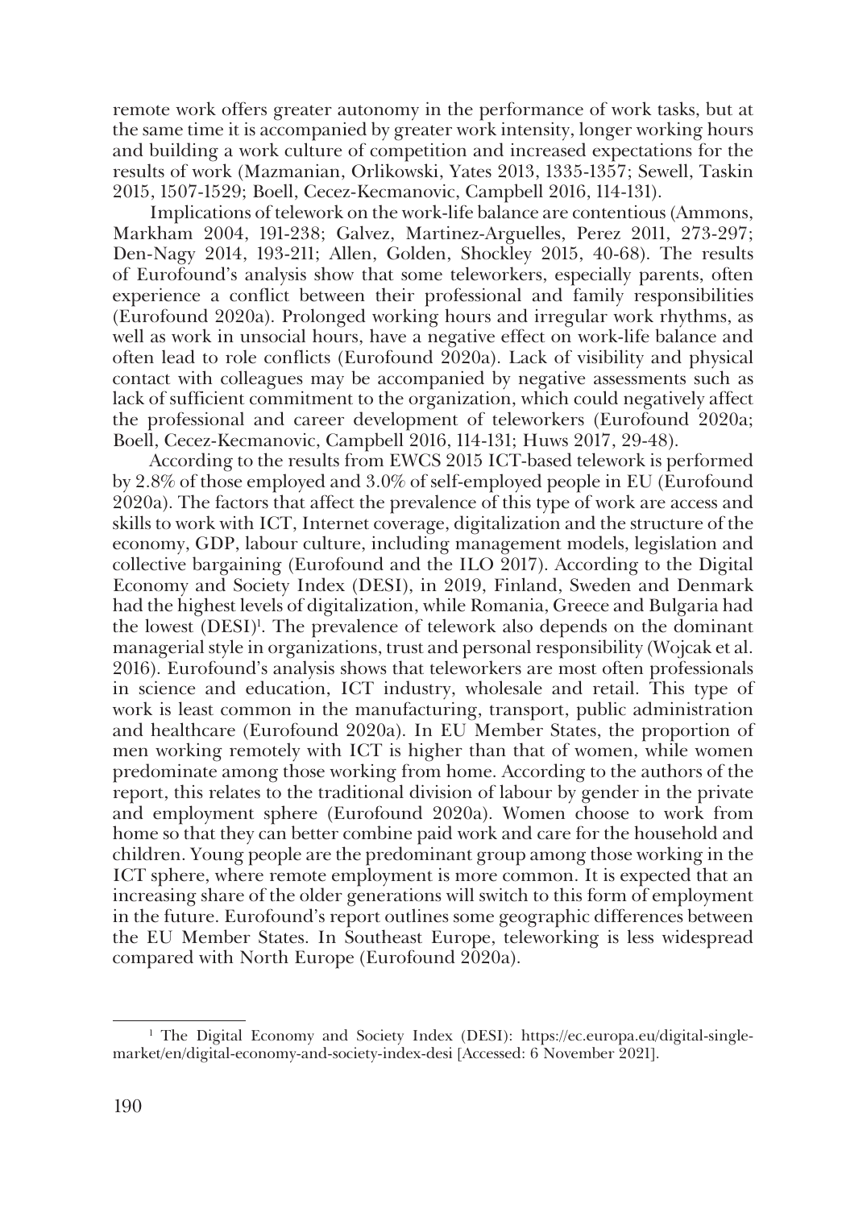remote work offers greater autonomy in the performance of work tasks, but at the same time it is accompanied by greater work intensity, longer working hours and building a work culture of competition and increased expectations for the results of work (Mazmanian, Orlikowski, Yates 2013, 1335-1357; Sewell, Taskin 2015, 1507-1529; Boell, Cecez-Kecmanovic, Campbell 2016, 114-131).

Implications of telework on the work-life balance are contentious (Ammons, Markham 2004, 191-238; Galvez, Martinez-Arguelles, Perez 2011, 273-297; Den-Nagy 2014, 193-211; Allen, Golden, Shockley 2015, 40-68). The results of Eurofound's analysis show that some teleworkers, especially parents, often experience a conflict between their professional and family responsibilities (Eurofound 2020a). Prolonged working hours and irregular work rhythms, as well as work in unsocial hours, have a negative effect on work-life balance and often lead to role conflicts (Eurofound 2020a). Lack of visibility and physical contact with colleagues may be accompanied by negative assessments such as lack of sufficient commitment to the organization, which could negatively affect the professional and career development of teleworkers (Eurofound 2020a; Boell, Cecez-Kecmanovic, Campbell 2016, 114-131; Huws 2017, 29-48).

According to the results from EWCS 2015 ICT-based telework is performed by 2.8% of those employed and 3.0% of self-employed people in EU (Eurofound 2020a). The factors that affect the prevalence of this type of work are access and skills to work with ICT, Internet coverage, digitalization and the structure of the economy, GDP, labour culture, including management models, legislation and collective bargaining (Eurofound and the ILO 2017). According to the Digital Economy and Society Index (DESI), in 2019, Finland, Sweden and Denmark had the highest levels of digitalization, while Romania, Greece and Bulgaria had the lowest (DESI)[1]. The prevalence of telework also depends on the dominant managerial style in organizations, trust and personal responsibility (Wojcak et al. 2016). Eurofound's analysis shows that teleworkers are most often professionals in science and education, ICT industry, wholesale and retail. This type of work is least common in the manufacturing, transport, public administration and healthcare (Eurofound 2020a). In EU Member States, the proportion of men working remotely with ICT is higher than that of women, while women predominate among those working from home. According to the authors of the report, this relates to the traditional division of labour by gender in the private and employment sphere (Eurofound 2020a). Women choose to work from home so that they can better combine paid work and care for the household and children. Young people are the predominant group among those working in the ICT sphere, where remote employment is more common. It is expected that an increasing share of the older generations will switch to this form of employment in the future. Eurofound's report outlines some geographic differences between the EU Member States. In Southeast Europe, teleworking is less widespread compared with North Europe (Eurofound 2020a).

[1] The Digital Economy and Society Index (DESI): https://ec.europa.eu/digital-single-market/en/digital-economy-and-society-index-desi [Accessed: 6 November 2021].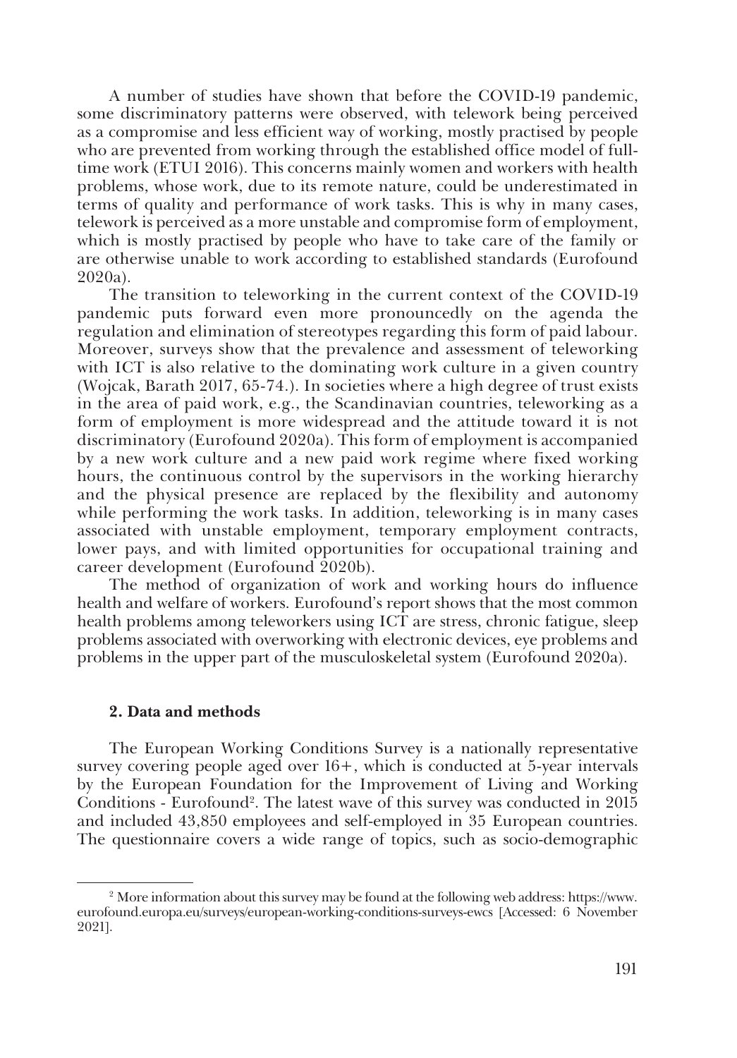A number of studies have shown that before the COVID-19 pandemic, some discriminatory patterns were observed, with telework being perceived as a compromise and less efficient way of working, mostly practised by people who are prevented from working through the established office model of full-time work (ETUI 2016). This concerns mainly women and workers with health problems, whose work, due to its remote nature, could be underestimated in terms of quality and performance of work tasks. This is why in many cases, telework is perceived as a more unstable and compromise form of employment, which is mostly practised by people who have to take care of the family or are otherwise unable to work according to established standards (Eurofound 2020a).

The transition to teleworking in the current context of the COVID-19 pandemic puts forward even more pronouncedly on the agenda the regulation and elimination of stereotypes regarding this form of paid labour. Moreover, surveys show that the prevalence and assessment of teleworking with ICT is also relative to the dominating work culture in a given country (Wojcak, Barath 2017, 65-74.). In societies where a high degree of trust exists in the area of paid work, e.g., the Scandinavian countries, teleworking as a form of employment is more widespread and the attitude toward it is not discriminatory (Eurofound 2020a). This form of employment is accompanied by a new work culture and a new paid work regime where fixed working hours, the continuous control by the supervisors in the working hierarchy and the physical presence are replaced by the flexibility and autonomy while performing the work tasks. In addition, teleworking is in many cases associated with unstable employment, temporary employment contracts, lower pays, and with limited opportunities for occupational training and career development (Eurofound 2020b).

The method of organization of work and working hours do influence health and welfare of workers. Eurofound's report shows that the most common health problems among teleworkers using ICT are stress, chronic fatigue, sleep problems associated with overworking with electronic devices, eye problems and problems in the upper part of the musculoskeletal system (Eurofound 2020a).

## 2. Data and methods

The European Working Conditions Survey is a nationally representative survey covering people aged over 16+, which is conducted at 5-year intervals by the European Foundation for the Improvement of Living and Working Conditions - Eurofound[2]. The latest wave of this survey was conducted in 2015 and included 43,850 employees and self-employed in 35 European countries. The questionnaire covers a wide range of topics, such as socio-demographic

[2] More information about this survey may be found at the following web address: https://www.eurofound.europa.eu/surveys/european-working-conditions-surveys-ewcs [Accessed: 6 November 2021].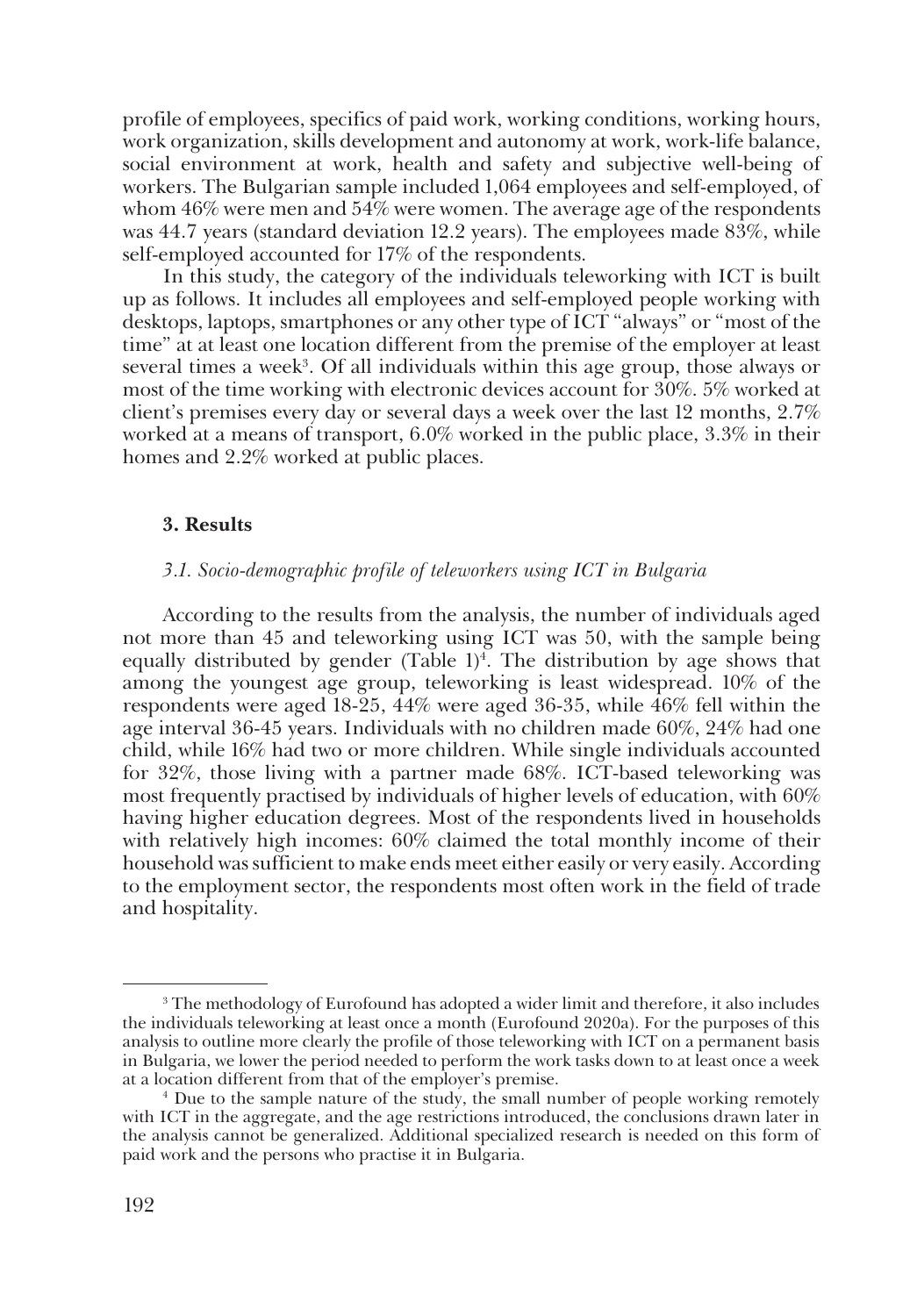profile of employees, specifics of paid work, working conditions, working hours, work organization, skills development and autonomy at work, work-life balance, social environment at work, health and safety and subjective well-being of workers. The Bulgarian sample included 1,064 employees and self-employed, of whom 46% were men and 54% were women. The average age of the respondents was 44.7 years (standard deviation 12.2 years). The employees made 83%, while self-employed accounted for 17% of the respondents.

In this study, the category of the individuals teleworking with ICT is built up as follows. It includes all employees and self-employed people working with desktops, laptops, smartphones or any other type of ICT "always" or "most of the time" at at least one location different from the premise of the employer at least several times a week[3]. Of all individuals within this age group, those always or most of the time working with electronic devices account for 30%. 5% worked at client's premises every day or several days a week over the last 12 months, 2.7% worked at a means of transport, 6.0% worked in the public place, 3.3% in their homes and 2.2% worked at public places.

### 3. Results

#### *3.1. Socio-demographic profile of teleworkers using ICT in Bulgaria*

According to the results from the analysis, the number of individuals aged not more than 45 and teleworking using ICT was 50, with the sample being equally distributed by gender (Table 1)[4]. The distribution by age shows that among the youngest age group, teleworking is least widespread. 10% of the respondents were aged 18-25, 44% were aged 36-35, while 46% fell within the age interval 36-45 years. Individuals with no children made 60%, 24% had one child, while 16% had two or more children. While single individuals accounted for 32%, those living with a partner made 68%. ICT-based teleworking was most frequently practised by individuals of higher levels of education, with 60% having higher education degrees. Most of the respondents lived in households with relatively high incomes: 60% claimed the total monthly income of their household was sufficient to make ends meet either easily or very easily. According to the employment sector, the respondents most often work in the field of trade and hospitality.

---

[3] The methodology of Eurofound has adopted a wider limit and therefore, it also includes the individuals teleworking at least once a month (Eurofound 2020a). For the purposes of this analysis to outline more clearly the profile of those teleworking with ICT on a permanent basis in Bulgaria, we lower the period needed to perform the work tasks down to at least once a week at a location different from that of the employer's premise.

[4] Due to the sample nature of the study, the small number of people working remotely with ICT in the aggregate, and the age restrictions introduced, the conclusions drawn later in the analysis cannot be generalized. Additional specialized research is needed on this form of paid work and the persons who practise it in Bulgaria.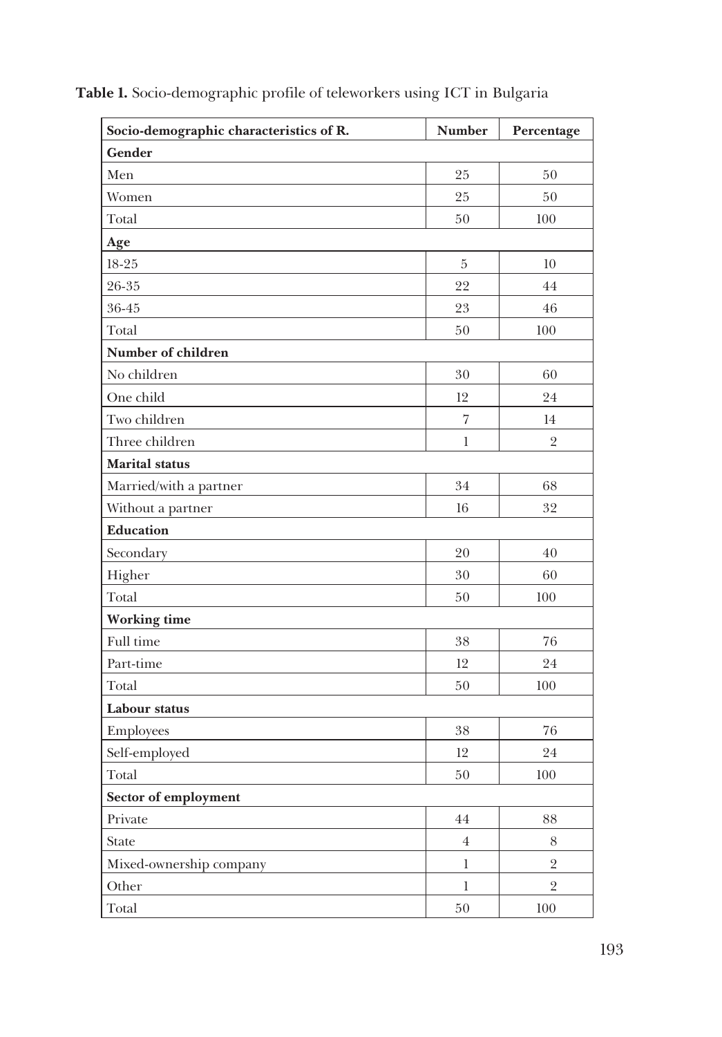**Table 1.** Socio-demographic profile of teleworkers using ICT in Bulgaria

| Socio-demographic characteristics of R. | Number | Percentage |
|---|---|---|
| **Gender** | | |
| Men | 25 | 50 |
| Women | 25 | 50 |
| Total | 50 | 100 |
| **Age** | | |
| 18-25 | 5 | 10 |
| 26-35 | 22 | 44 |
| 36-45 | 23 | 46 |
| Total | 50 | 100 |
| **Number of children** | | |
| No children | 30 | 60 |
| One child | 12 | 24 |
| Two children | 7 | 14 |
| Three children | 1 | 2 |
| **Marital status** | | |
| Married/with a partner | 34 | 68 |
| Without a partner | 16 | 32 |
| **Education** | | |
| Secondary | 20 | 40 |
| Higher | 30 | 60 |
| Total | 50 | 100 |
| **Working time** | | |
| Full time | 38 | 76 |
| Part-time | 12 | 24 |
| Total | 50 | 100 |
| **Labour status** | | |
| Employees | 38 | 76 |
| Self-employed | 12 | 24 |
| Total | 50 | 100 |
| **Sector of employment** | | |
| Private | 44 | 88 |
| State | 4 | 8 |
| Mixed-ownership company | 1 | 2 |
| Other | 1 | 2 |
| Total | 50 | 100 |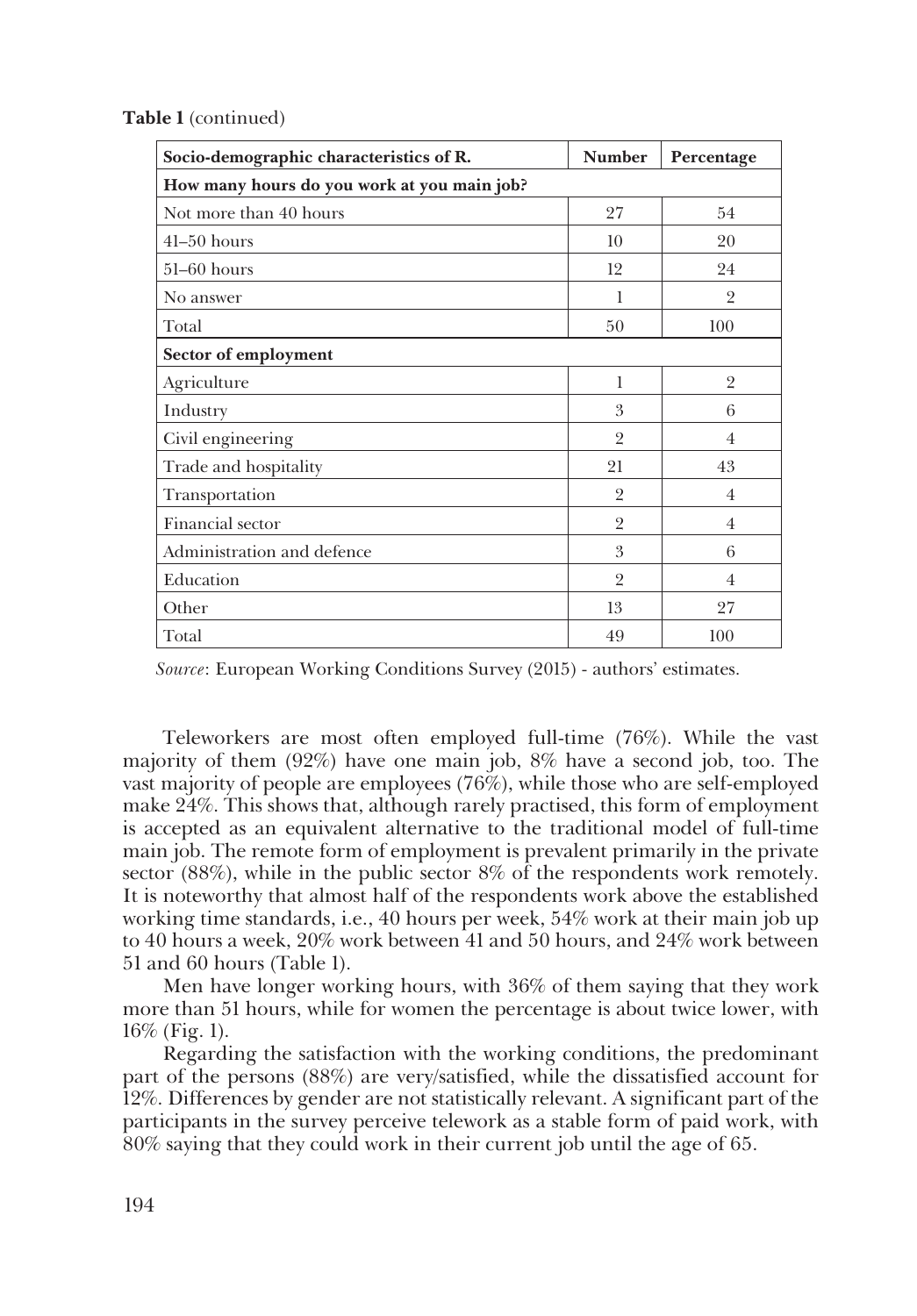**Table 1** (continued)

| Socio-demographic characteristics of R. | Number | Percentage |
|---|---|---|
| **How many hours do you work at you main job?** | | |
| Not more than 40 hours | 27 | 54 |
| 41–50 hours | 10 | 20 |
| 51–60 hours | 12 | 24 |
| No answer | 1 | 2 |
| Total | 50 | 100 |
| **Sector of employment** | | |
| Agriculture | 1 | 2 |
| Industry | 3 | 6 |
| Civil engineering | 2 | 4 |
| Trade and hospitality | 21 | 43 |
| Transportation | 2 | 4 |
| Financial sector | 2 | 4 |
| Administration and defence | 3 | 6 |
| Education | 2 | 4 |
| Other | 13 | 27 |
| Total | 49 | 100 |

*Source*: European Working Conditions Survey (2015) - authors' estimates.

Teleworkers are most often employed full-time (76%). While the vast majority of them (92%) have one main job, 8% have a second job, too. The vast majority of people are employees (76%), while those who are self-employed make 24%. This shows that, although rarely practised, this form of employment is accepted as an equivalent alternative to the traditional model of full-time main job. The remote form of employment is prevalent primarily in the private sector (88%), while in the public sector 8% of the respondents work remotely. It is noteworthy that almost half of the respondents work above the established working time standards, i.e., 40 hours per week, 54% work at their main job up to 40 hours a week, 20% work between 41 and 50 hours, and 24% work between 51 and 60 hours (Table 1).

Men have longer working hours, with 36% of them saying that they work more than 51 hours, while for women the percentage is about twice lower, with 16% (Fig. 1).

Regarding the satisfaction with the working conditions, the predominant part of the persons (88%) are very/satisfied, while the dissatisfied account for 12%. Differences by gender are not statistically relevant. A significant part of the participants in the survey perceive telework as a stable form of paid work, with 80% saying that they could work in their current job until the age of 65.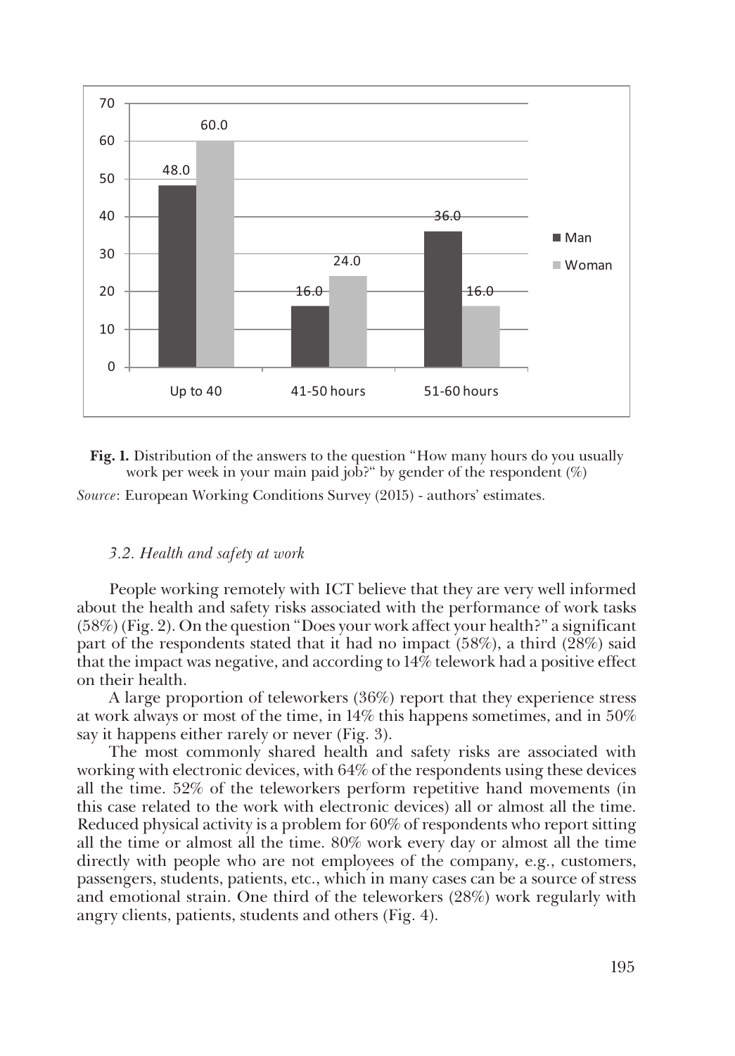**Fig. 1.** Distribution of the answers to the question "How many hours do you usually work per week in your main paid job?" by gender of the respondent (%)

*Source*: European Working Conditions Survey (2015) - authors' estimates.

### *3.2. Health and safety at work*

People working remotely with ICT believe that they are very well informed about the health and safety risks associated with the performance of work tasks (58%) (Fig. 2). On the question "Does your work affect your health?" a significant part of the respondents stated that it had no impact (58%), a third (28%) said that the impact was negative, and according to 14% telework had a positive effect on their health.

A large proportion of teleworkers (36%) report that they experience stress at work always or most of the time, in 14% this happens sometimes, and in 50% say it happens either rarely or never (Fig. 3).

The most commonly shared health and safety risks are associated with working with electronic devices, with 64% of the respondents using these devices all the time. 52% of the teleworkers perform repetitive hand movements (in this case related to the work with electronic devices) all or almost all the time. Reduced physical activity is a problem for 60% of respondents who report sitting all the time or almost all the time. 80% work every day or almost all the time directly with people who are not employees of the company, e.g., customers, passengers, students, patients, etc., which in many cases can be a source of stress and emotional strain. One third of the teleworkers (28%) work regularly with angry clients, patients, students and others (Fig. 4).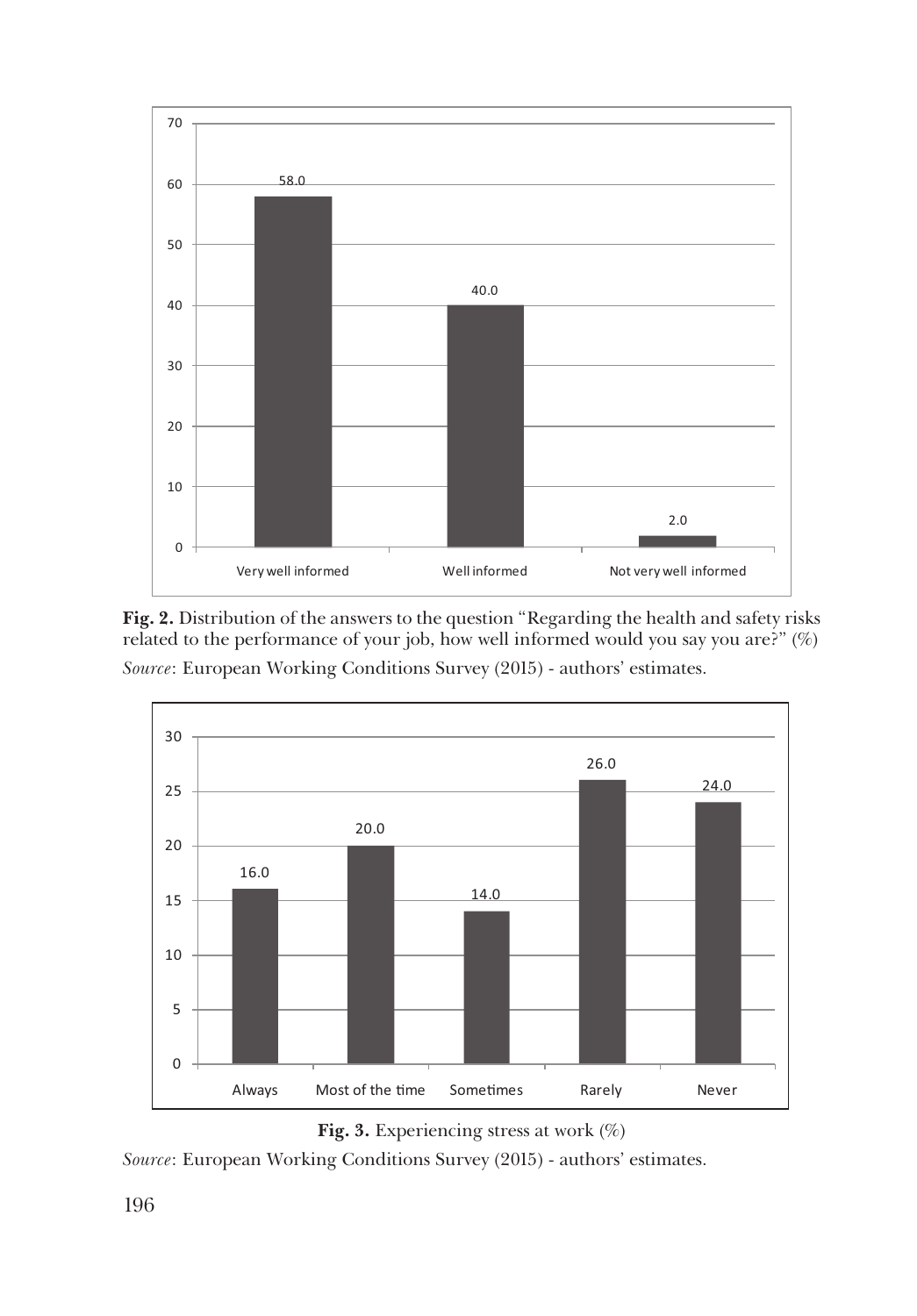**Fig. 2.** Distribution of the answers to the question "Regarding the health and safety risks related to the performance of your job, how well informed would you say you are?" (%)

*Source*: European Working Conditions Survey (2015) - authors' estimates.

**Fig. 3.** Experiencing stress at work (%)

*Source*: European Working Conditions Survey (2015) - authors' estimates.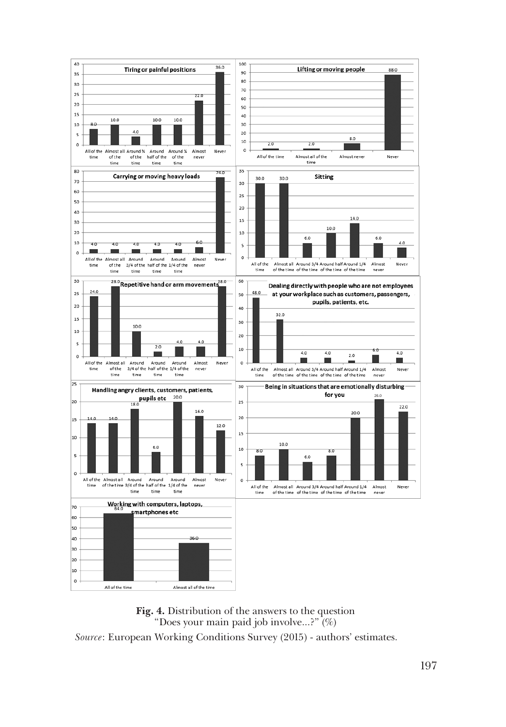**Fig. 4.** Distribution of the answers to the question "Does your main paid job involve...?" (%)

*Source*: European Working Conditions Survey (2015) - authors' estimates.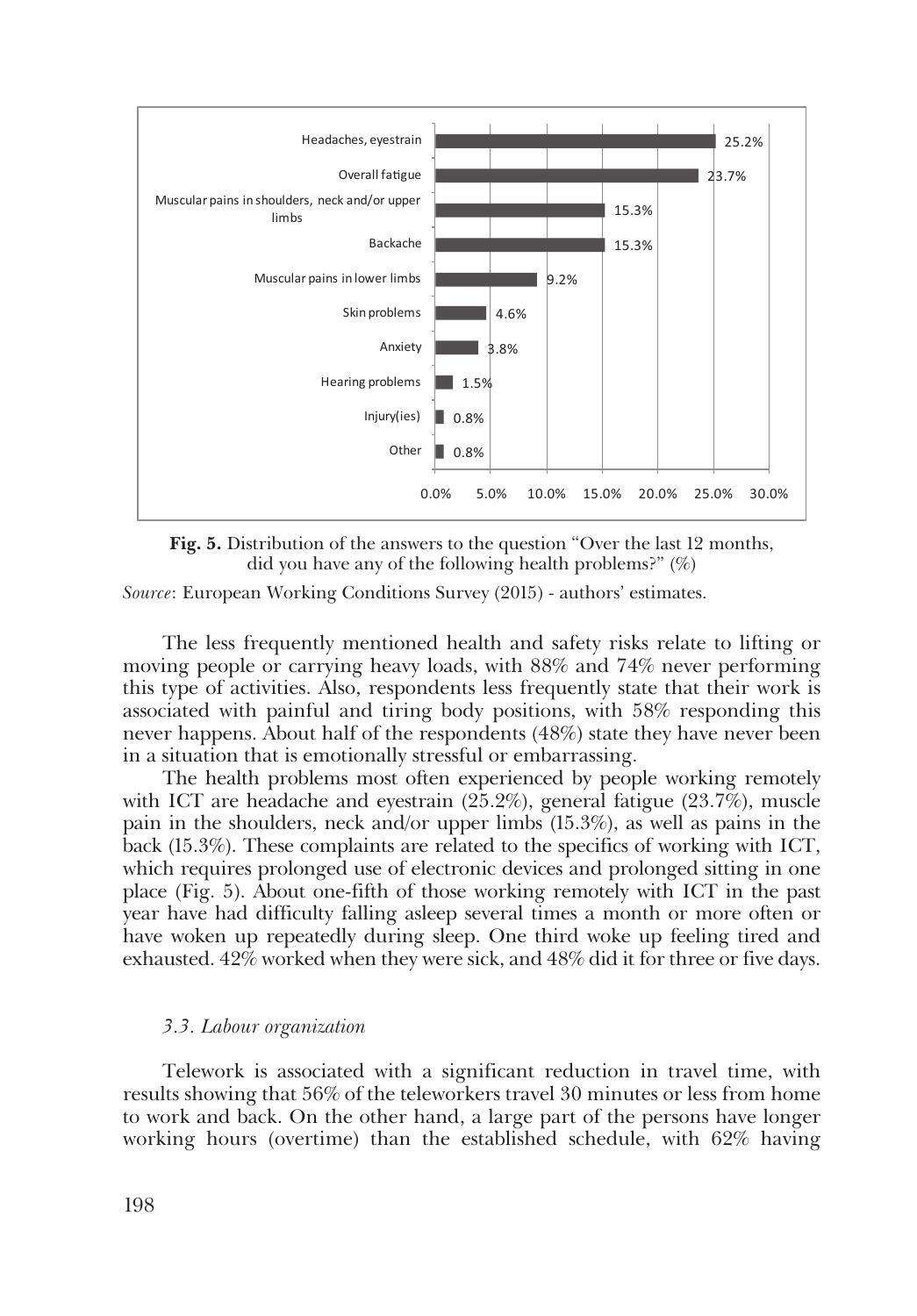| Health problem | % |
|---|---|
| Headaches, eyestrain | 25.2% |
| Overall fatigue | 23.7% |
| Muscular pains in shoulders, neck and/or upper limbs | 15.3% |
| Backache | 15.3% |
| Muscular pains in lower limbs | 9.2% |
| Skin problems | 4.6% |
| Anxiety | 3.8% |
| Hearing problems | 1.5% |
| Injury(ies) | 0.8% |
| Other | 0.8% |

**Fig. 5.** Distribution of the answers to the question "Over the last 12 months, did you have any of the following health problems?" (%)

*Source*: European Working Conditions Survey (2015) - authors' estimates.

The less frequently mentioned health and safety risks relate to lifting or moving people or carrying heavy loads, with 88% and 74% never performing this type of activities. Also, respondents less frequently state that their work is associated with painful and tiring body positions, with 58% responding this never happens. About half of the respondents (48%) state they have never been in a situation that is emotionally stressful or embarrassing.

The health problems most often experienced by people working remotely with ICT are headache and eyestrain (25.2%), general fatigue (23.7%), muscle pain in the shoulders, neck and/or upper limbs (15.3%), as well as pains in the back (15.3%). These complaints are related to the specifics of working with ICT, which requires prolonged use of electronic devices and prolonged sitting in one place (Fig. 5). About one-fifth of those working remotely with ICT in the past year have had difficulty falling asleep several times a month or more often or have woken up repeatedly during sleep. One third woke up feeling tired and exhausted. 42% worked when they were sick, and 48% did it for three or five days.

### *3.3. Labour organization*

Telework is associated with a significant reduction in travel time, with results showing that 56% of the teleworkers travel 30 minutes or less from home to work and back. On the other hand, a large part of the persons have longer working hours (overtime) than the established schedule, with 62% having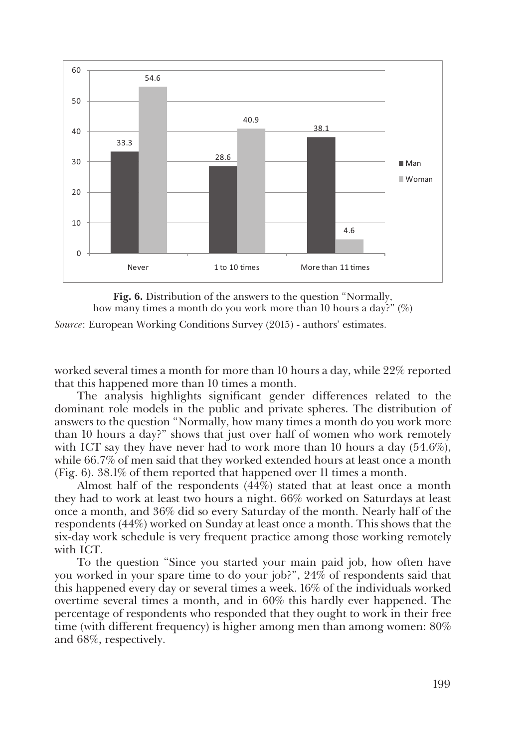**Fig. 6.** Distribution of the answers to the question "Normally, how many times a month do you work more than 10 hours a day?" (%)

*Source*: European Working Conditions Survey (2015) - authors' estimates.

worked several times a month for more than 10 hours a day, while 22% reported that this happened more than 10 times a month.

The analysis highlights significant gender differences related to the dominant role models in the public and private spheres. The distribution of answers to the question "Normally, how many times a month do you work more than 10 hours a day?" shows that just over half of women who work remotely with ICT say they have never had to work more than 10 hours a day (54.6%), while 66.7% of men said that they worked extended hours at least once a month (Fig. 6). 38.1% of them reported that happened over 11 times a month.

Almost half of the respondents (44%) stated that at least once a month they had to work at least two hours a night. 66% worked on Saturdays at least once a month, and 36% did so every Saturday of the month. Nearly half of the respondents (44%) worked on Sunday at least once a month. This shows that the six-day work schedule is very frequent practice among those working remotely with ICT.

To the question "Since you started your main paid job, how often have you worked in your spare time to do your job?", 24% of respondents said that this happened every day or several times a week. 16% of the individuals worked overtime several times a month, and in 60% this hardly ever happened. The percentage of respondents who responded that they ought to work in their free time (with different frequency) is higher among men than among women: 80% and 68%, respectively.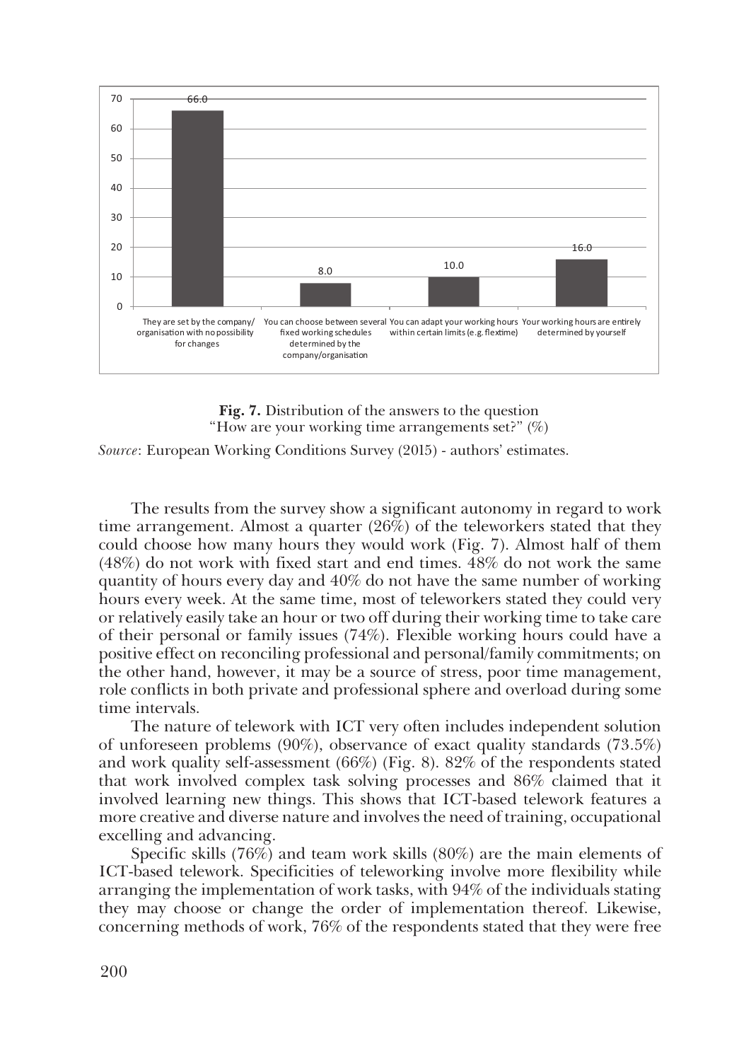**Fig. 7.** Distribution of the answers to the question "How are your working time arrangements set?" (%)

*Source*: European Working Conditions Survey (2015) - authors' estimates.

The results from the survey show a significant autonomy in regard to work time arrangement. Almost a quarter (26%) of the teleworkers stated that they could choose how many hours they would work (Fig. 7). Almost half of them (48%) do not work with fixed start and end times. 48% do not work the same quantity of hours every day and 40% do not have the same number of working hours every week. At the same time, most of teleworkers stated they could very or relatively easily take an hour or two off during their working time to take care of their personal or family issues (74%). Flexible working hours could have a positive effect on reconciling professional and personal/family commitments; on the other hand, however, it may be a source of stress, poor time management, role conflicts in both private and professional sphere and overload during some time intervals.

The nature of telework with ICT very often includes independent solution of unforeseen problems (90%), observance of exact quality standards (73.5%) and work quality self-assessment (66%) (Fig. 8). 82% of the respondents stated that work involved complex task solving processes and 86% claimed that it involved learning new things. This shows that ICT-based telework features a more creative and diverse nature and involves the need of training, occupational excelling and advancing.

Specific skills (76%) and team work skills (80%) are the main elements of ICT-based telework. Specificities of teleworking involve more flexibility while arranging the implementation of work tasks, with 94% of the individuals stating they may choose or change the order of implementation thereof. Likewise, concerning methods of work, 76% of the respondents stated that they were free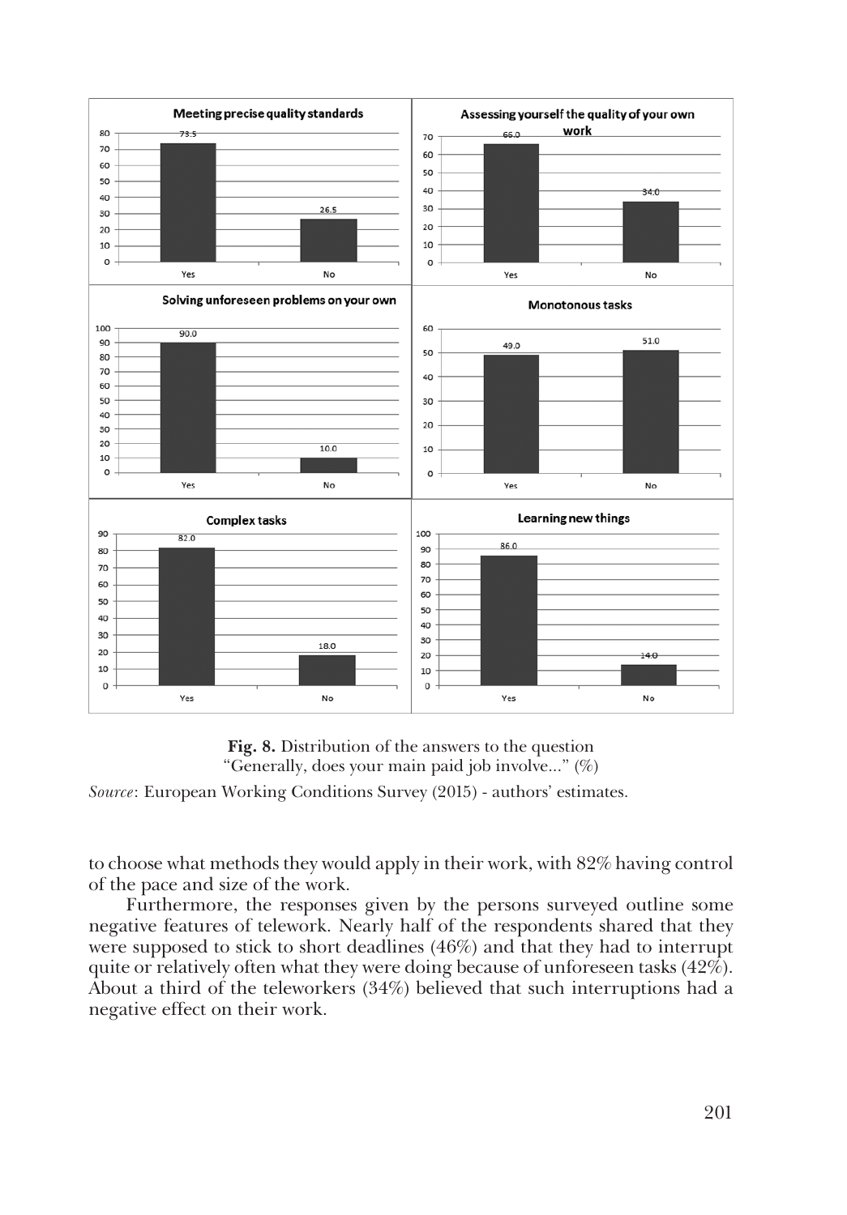**Fig. 8.** Distribution of the answers to the question "Generally, does your main paid job involve..." (%)

*Source*: European Working Conditions Survey (2015) - authors' estimates.

to choose what methods they would apply in their work, with 82% having control of the pace and size of the work.

Furthermore, the responses given by the persons surveyed outline some negative features of telework. Nearly half of the respondents shared that they were supposed to stick to short deadlines (46%) and that they had to interrupt quite or relatively often what they were doing because of unforeseen tasks (42%). About a third of the teleworkers (34%) believed that such interruptions had a negative effect on their work.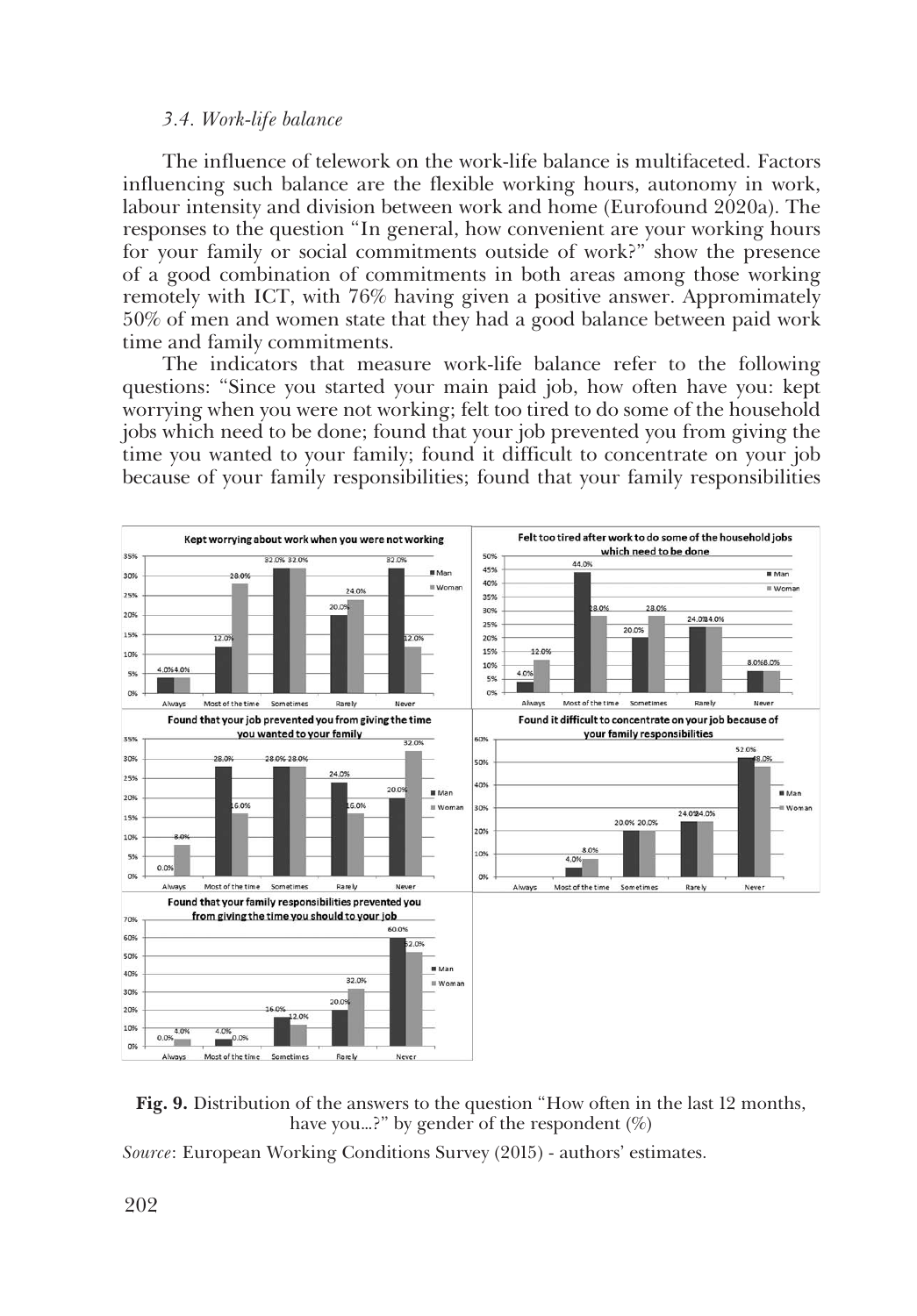*3.4. Work-life balance*

The influence of telework on the work-life balance is multifaceted. Factors influencing such balance are the flexible working hours, autonomy in work, labour intensity and division between work and home (Eurofound 2020a). The responses to the question "In general, how convenient are your working hours for your family or social commitments outside of work?" show the presence of a good combination of commitments in both areas among those working remotely with ICT, with 76% having given a positive answer. Appromimately 50% of men and women state that they had a good balance between paid work time and family commitments.

The indicators that measure work-life balance refer to the following questions: "Since you started your main paid job, how often have you: kept worrying when you were not working; felt too tired to do some of the household jobs which need to be done; found that your job prevented you from giving the time you wanted to your family; found it difficult to concentrate on your job because of your family responsibilities; found that your family responsibilities

**Fig. 9.** Distribution of the answers to the question "How often in the last 12 months, have you...?" by gender of the respondent (%)

*Source*: European Working Conditions Survey (2015) - authors' estimates.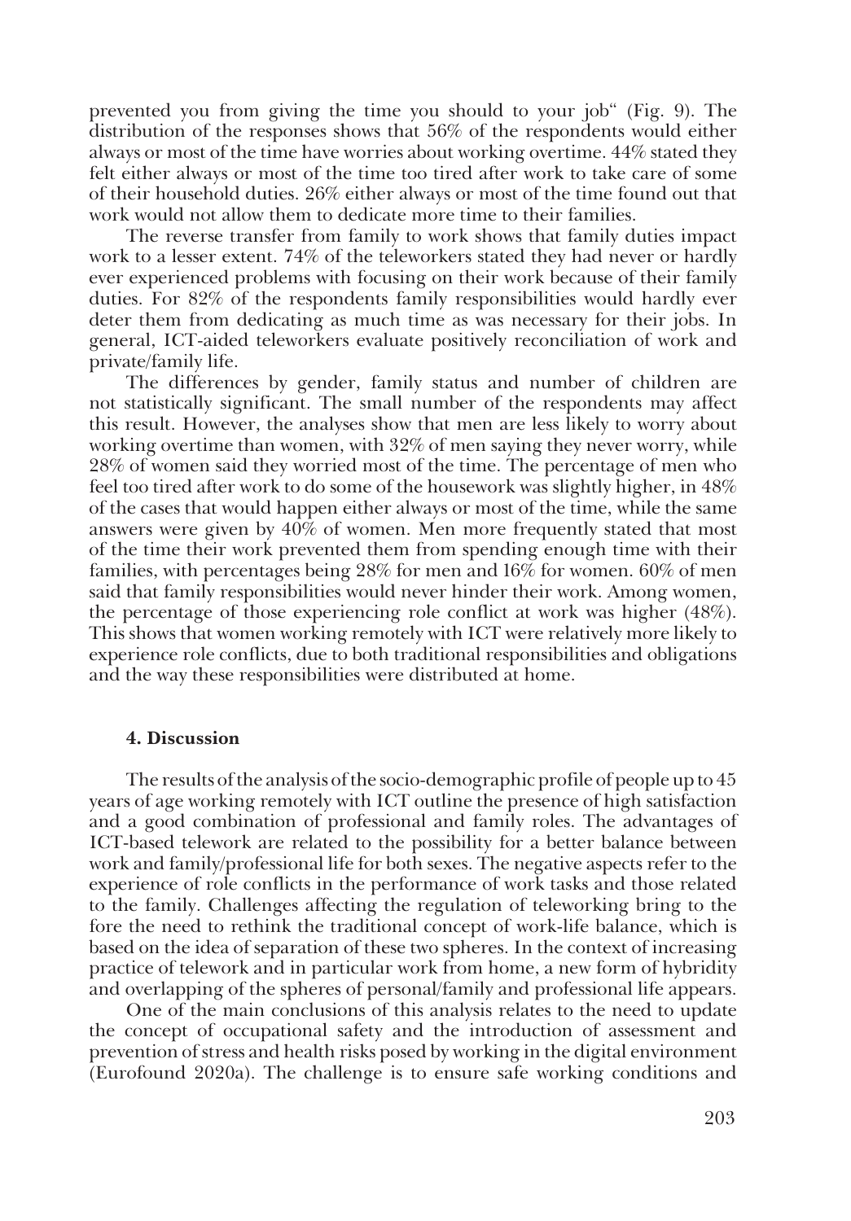prevented you from giving the time you should to your job" (Fig. 9). The distribution of the responses shows that 56% of the respondents would either always or most of the time have worries about working overtime. 44% stated they felt either always or most of the time too tired after work to take care of some of their household duties. 26% either always or most of the time found out that work would not allow them to dedicate more time to their families.

The reverse transfer from family to work shows that family duties impact work to a lesser extent. 74% of the teleworkers stated they had never or hardly ever experienced problems with focusing on their work because of their family duties. For 82% of the respondents family responsibilities would hardly ever deter them from dedicating as much time as was necessary for their jobs. In general, ICT-aided teleworkers evaluate positively reconciliation of work and private/family life.

The differences by gender, family status and number of children are not statistically significant. The small number of the respondents may affect this result. However, the analyses show that men are less likely to worry about working overtime than women, with 32% of men saying they never worry, while 28% of women said they worried most of the time. The percentage of men who feel too tired after work to do some of the housework was slightly higher, in 48% of the cases that would happen either always or most of the time, while the same answers were given by 40% of women. Men more frequently stated that most of the time their work prevented them from spending enough time with their families, with percentages being 28% for men and 16% for women. 60% of men said that family responsibilities would never hinder their work. Among women, the percentage of those experiencing role conflict at work was higher (48%). This shows that women working remotely with ICT were relatively more likely to experience role conflicts, due to both traditional responsibilities and obligations and the way these responsibilities were distributed at home.

## 4. Discussion

The results of the analysis of the socio-demographic profile of people up to 45 years of age working remotely with ICT outline the presence of high satisfaction and a good combination of professional and family roles. The advantages of ICT-based telework are related to the possibility for a better balance between work and family/professional life for both sexes. The negative aspects refer to the experience of role conflicts in the performance of work tasks and those related to the family. Challenges affecting the regulation of teleworking bring to the fore the need to rethink the traditional concept of work-life balance, which is based on the idea of separation of these two spheres. In the context of increasing practice of telework and in particular work from home, a new form of hybridity and overlapping of the spheres of personal/family and professional life appears.

One of the main conclusions of this analysis relates to the need to update the concept of occupational safety and the introduction of assessment and prevention of stress and health risks posed by working in the digital environment (Eurofound 2020a). The challenge is to ensure safe working conditions and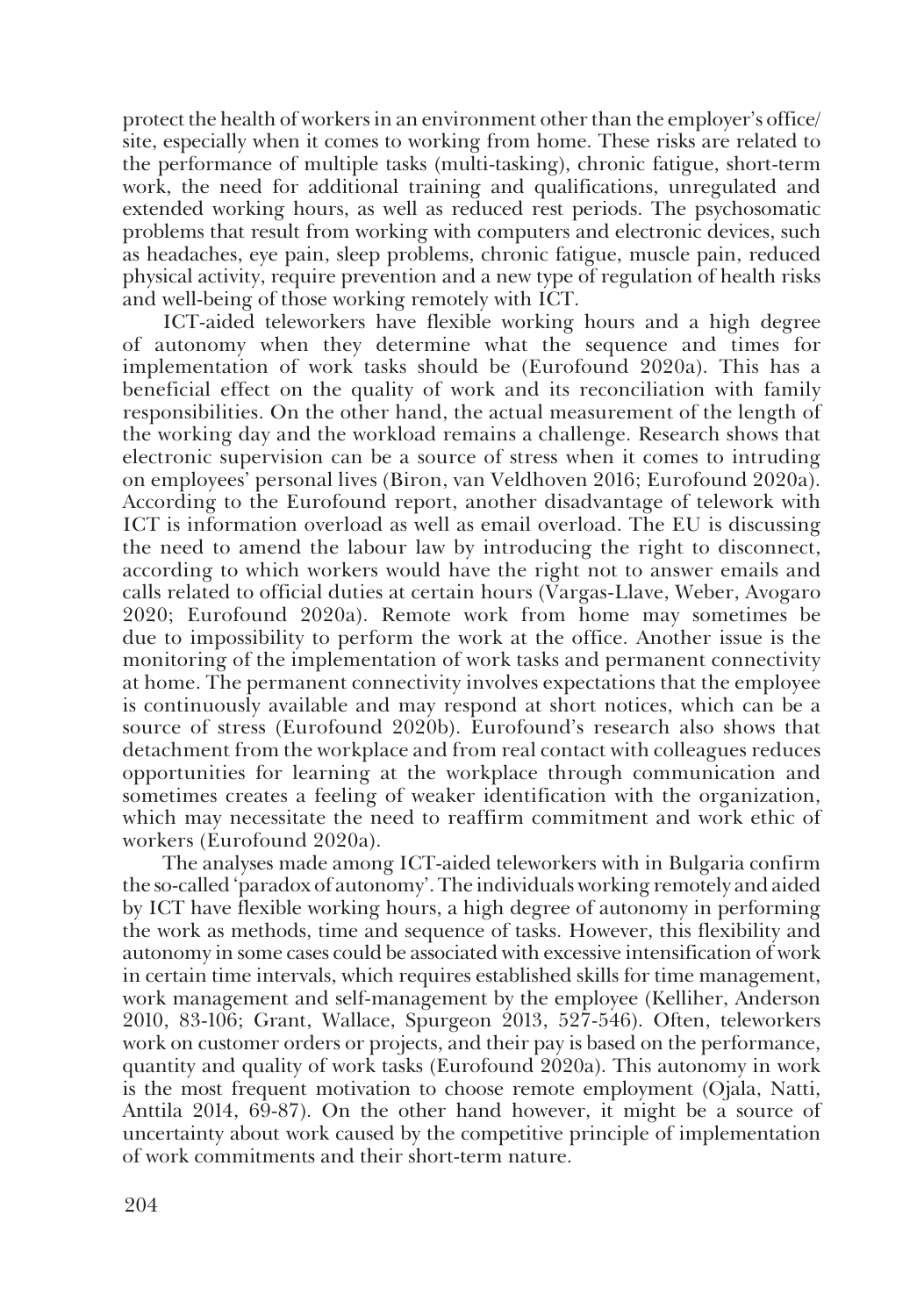protect the health of workers in an environment other than the employer's office/ site, especially when it comes to working from home. These risks are related to the performance of multiple tasks (multi-tasking), chronic fatigue, short-term work, the need for additional training and qualifications, unregulated and extended working hours, as well as reduced rest periods. The psychosomatic problems that result from working with computers and electronic devices, such as headaches, eye pain, sleep problems, chronic fatigue, muscle pain, reduced physical activity, require prevention and a new type of regulation of health risks and well-being of those working remotely with ICT.

ICT-aided teleworkers have flexible working hours and a high degree of autonomy when they determine what the sequence and times for implementation of work tasks should be (Eurofound 2020a). This has a beneficial effect on the quality of work and its reconciliation with family responsibilities. On the other hand, the actual measurement of the length of the working day and the workload remains a challenge. Research shows that electronic supervision can be a source of stress when it comes to intruding on employees' personal lives (Biron, van Veldhoven 2016; Eurofound 2020a). According to the Eurofound report, another disadvantage of telework with ICT is information overload as well as email overload. The EU is discussing the need to amend the labour law by introducing the right to disconnect, according to which workers would have the right not to answer emails and calls related to official duties at certain hours (Vargas-Llave, Weber, Avogaro 2020; Eurofound 2020a). Remote work from home may sometimes be due to impossibility to perform the work at the office. Another issue is the monitoring of the implementation of work tasks and permanent connectivity at home. The permanent connectivity involves expectations that the employee is continuously available and may respond at short notices, which can be a source of stress (Eurofound 2020b). Eurofound's research also shows that detachment from the workplace and from real contact with colleagues reduces opportunities for learning at the workplace through communication and sometimes creates a feeling of weaker identification with the organization, which may necessitate the need to reaffirm commitment and work ethic of workers (Eurofound 2020a).

The analyses made among ICT-aided teleworkers with in Bulgaria confirm the so-called 'paradox of autonomy'. The individuals working remotely and aided by ICT have flexible working hours, a high degree of autonomy in performing the work as methods, time and sequence of tasks. However, this flexibility and autonomy in some cases could be associated with excessive intensification of work in certain time intervals, which requires established skills for time management, work management and self-management by the employee (Kelliher, Anderson 2010, 83-106; Grant, Wallace, Spurgeon 2013, 527-546). Often, teleworkers work on customer orders or projects, and their pay is based on the performance, quantity and quality of work tasks (Eurofound 2020a). This autonomy in work is the most frequent motivation to choose remote employment (Ojala, Natti, Anttila 2014, 69-87). On the other hand however, it might be a source of uncertainty about work caused by the competitive principle of implementation of work commitments and their short-term nature.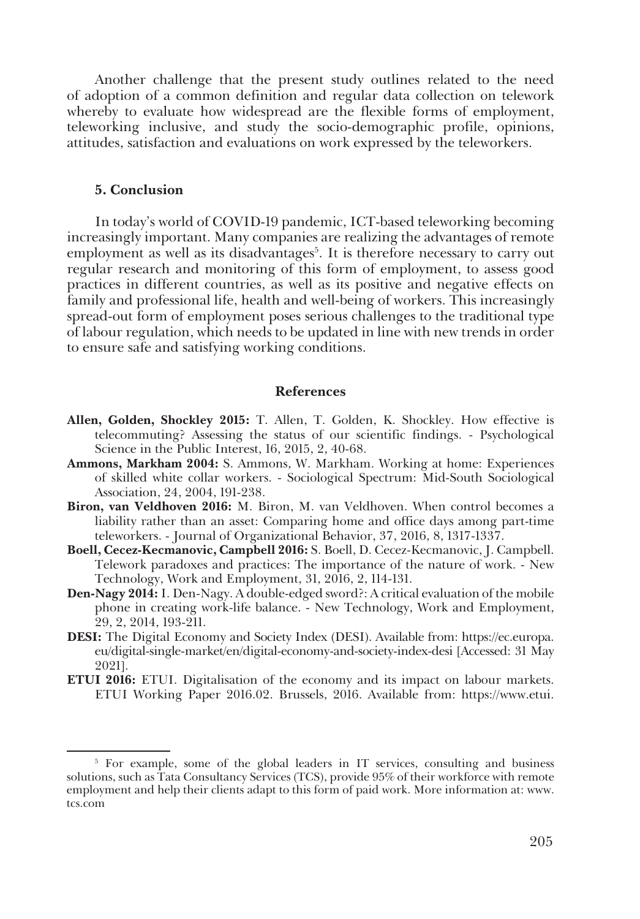Another challenge that the present study outlines related to the need of adoption of a common definition and regular data collection on telework whereby to evaluate how widespread are the flexible forms of employment, teleworking inclusive, and study the socio-demographic profile, opinions, attitudes, satisfaction and evaluations on work expressed by the teleworkers.

## 5. Conclusion

In today's world of COVID-19 pandemic, ICT-based teleworking becoming increasingly important. Many companies are realizing the advantages of remote employment as well as its disadvantages[5]. It is therefore necessary to carry out regular research and monitoring of this form of employment, to assess good practices in different countries, as well as its positive and negative effects on family and professional life, health and well-being of workers. This increasingly spread-out form of employment poses serious challenges to the traditional type of labour regulation, which needs to be updated in line with new trends in order to ensure safe and satisfying working conditions.

## References

**Allen, Golden, Shockley 2015:** T. Allen, T. Golden, K. Shockley. How effective is telecommuting? Assessing the status of our scientific findings. - Psychological Science in the Public Interest, 16, 2015, 2, 40-68.

**Ammons, Markham 2004:** S. Ammons, W. Markham. Working at home: Experiences of skilled white collar workers. - Sociological Spectrum: Mid-South Sociological Association, 24, 2004, 191-238.

**Biron, van Veldhoven 2016:** M. Biron, M. van Veldhoven. When control becomes a liability rather than an asset: Comparing home and office days among part-time teleworkers. - Journal of Organizational Behavior, 37, 2016, 8, 1317-1337.

**Boell, Cecez-Kecmanovic, Campbell 2016:** S. Boell, D. Cecez-Kecmanovic, J. Campbell. Telework paradoxes and practices: The importance of the nature of work. - New Technology, Work and Employment, 31, 2016, 2, 114-131.

**Den-Nagy 2014:** I. Den-Nagy. A double-edged sword?: A critical evaluation of the mobile phone in creating work-life balance. - New Technology, Work and Employment, 29, 2, 2014, 193-211.

**DESI:** The Digital Economy and Society Index (DESI). Available from: https://ec.europa.eu/digital-single-market/en/digital-economy-and-society-index-desi [Accessed: 31 May 2021].

**ETUI 2016:** ETUI. Digitalisation of the economy and its impact on labour markets. ETUI Working Paper 2016.02. Brussels, 2016. Available from: https://www.etui.

---

[5] For example, some of the global leaders in IT services, consulting and business solutions, such as Tata Consultancy Services (TCS), provide 95% of their workforce with remote employment and help their clients adapt to this form of paid work. More information at: www.tcs.com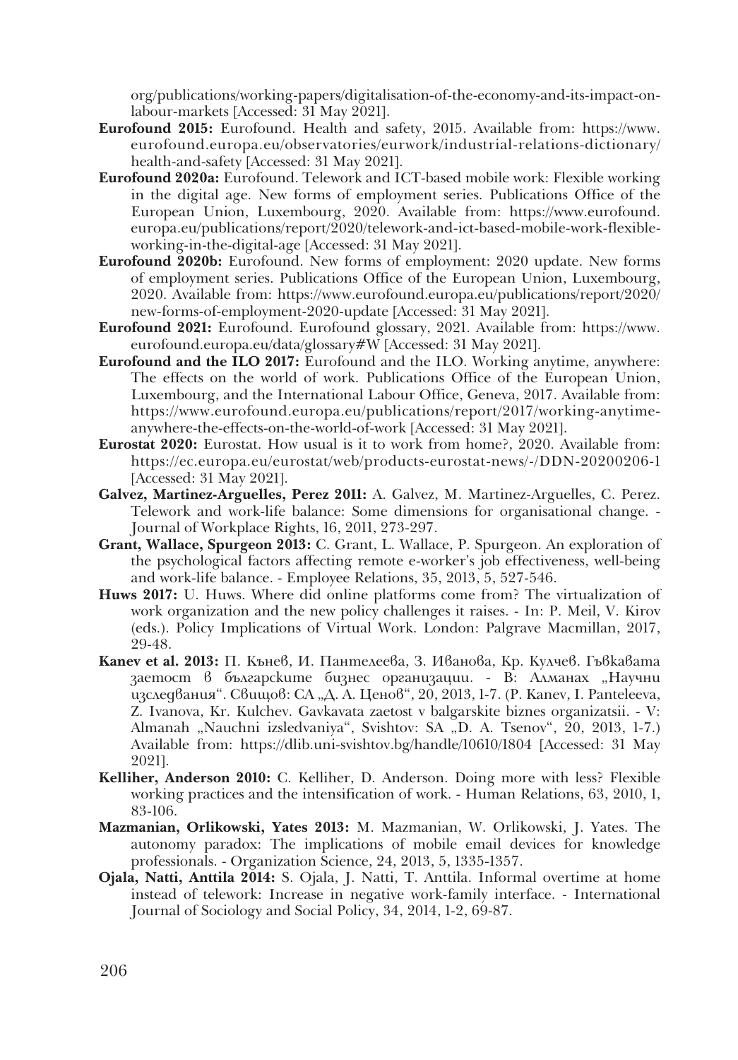org/publications/working-papers/digitalisation-of-the-economy-and-its-impact-on-labour-markets [Accessed: 31 May 2021].

**Eurofound 2015:** Eurofound. Health and safety, 2015. Available from: https://www.eurofound.europa.eu/observatories/eurwork/industrial-relations-dictionary/health-and-safety [Accessed: 31 May 2021].

**Eurofound 2020a:** Eurofound. Telework and ICT-based mobile work: Flexible working in the digital age. New forms of employment series. Publications Office of the European Union, Luxembourg, 2020. Available from: https://www.eurofound.europa.eu/publications/report/2020/telework-and-ict-based-mobile-work-flexible-working-in-the-digital-age [Accessed: 31 May 2021].

**Eurofound 2020b:** Eurofound. New forms of employment: 2020 update. New forms of employment series. Publications Office of the European Union, Luxembourg, 2020. Available from: https://www.eurofound.europa.eu/publications/report/2020/new-forms-of-employment-2020-update [Accessed: 31 May 2021].

**Eurofound 2021:** Eurofound. Eurofound glossary, 2021. Available from: https://www.eurofound.europa.eu/data/glossary#W [Accessed: 31 May 2021].

**Eurofound and the ILO 2017:** Eurofound and the ILO. Working anytime, anywhere: The effects on the world of work. Publications Office of the European Union, Luxembourg, and the International Labour Office, Geneva, 2017. Available from: https://www.eurofound.europa.eu/publications/report/2017/working-anytime-anywhere-the-effects-on-the-world-of-work [Accessed: 31 May 2021].

**Eurostat 2020:** Eurostat. How usual is it to work from home?, 2020. Available from: https://ec.europa.eu/eurostat/web/products-eurostat-news/-/DDN-20200206-1 [Accessed: 31 May 2021].

**Galvez, Martinez-Arguelles, Perez 2011:** A. Galvez, M. Martinez-Arguelles, C. Perez. Telework and work-life balance: Some dimensions for organisational change. - Journal of Workplace Rights, 16, 2011, 273-297.

**Grant, Wallace, Spurgeon 2013:** C. Grant, L. Wallace, P. Spurgeon. An exploration of the psychological factors affecting remote e-worker's job effectiveness, well-being and work-life balance. - Employee Relations, 35, 2013, 5, 527-546.

**Huws 2017:** U. Huws. Where did online platforms come from? The virtualization of work organization and the new policy challenges it raises. - In: P. Meil, V. Kirov (eds.). Policy Implications of Virtual Work. London: Palgrave Macmillan, 2017, 29-48.

**Kanev et al. 2013:** П. Кънев, И. Пантелеева, З. Иванова, Кр. Кулчев. Гъвкавата заетост в българските бизнес организации. - В: Алманах „Научни изследвания". Свищов: СА „Д. А. Ценов", 20, 2013, 1-7. (P. Kanev, I. Panteleeva, Z. Ivanova, Kr. Kulchev. Gavkavata zaetost v balgarskite biznes organizatsii. - V: Almanah „Nauchni izsledvaniya", Svishtov: SA „D. A. Tsenov", 20, 2013, 1-7.) Available from: https://dlib.uni-svishtov.bg/handle/10610/1804 [Accessed: 31 May 2021].

**Kelliher, Anderson 2010:** C. Kelliher, D. Anderson. Doing more with less? Flexible working practices and the intensification of work. - Human Relations, 63, 2010, 1, 83-106.

**Mazmanian, Orlikowski, Yates 2013:** M. Mazmanian, W. Orlikowski, J. Yates. The autonomy paradox: The implications of mobile email devices for knowledge professionals. - Organization Science, 24, 2013, 5, 1335-1357.

**Ojala, Natti, Anttila 2014:** S. Ojala, J. Natti, T. Anttila. Informal overtime at home instead of telework: Increase in negative work-family interface. - International Journal of Sociology and Social Policy, 34, 2014, 1-2, 69-87.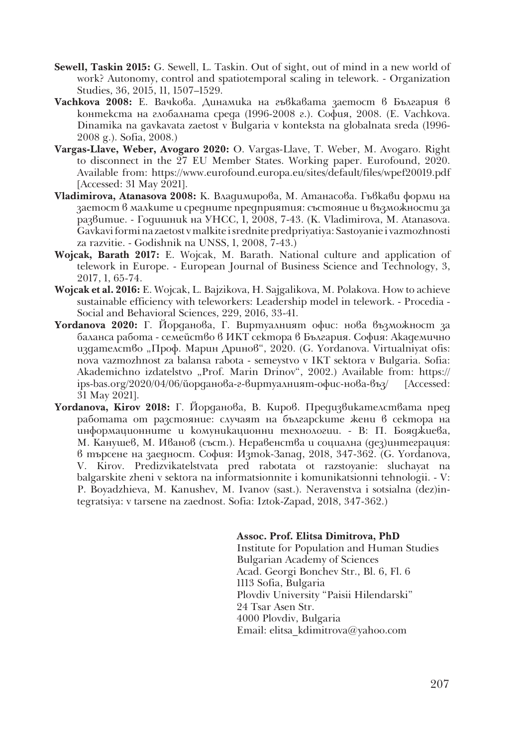**Sewell, Taskin 2015:** G. Sewell, L. Taskin. Out of sight, out of mind in a new world of work? Autonomy, control and spatiotemporal scaling in telework. - Organization Studies, 36, 2015, 11, 1507–1529.

**Vachkova 2008:** Е. Вачкова. Динамика на гъвкавата заетост в България в контекста на глобалната среда (1996-2008 г.). София, 2008. (E. Vachkova. Dinamika na gavkavata zaetost v Bulgaria v konteksta na globalnata sreda (1996-2008 g.). Sofia, 2008.)

**Vargas-Llave, Weber, Avogaro 2020:** O. Vargas-Llave, T. Weber, M. Avogaro. Right to disconnect in the 27 EU Member States. Working paper. Eurofound, 2020. Available from: https://www.eurofound.europa.eu/sites/default/files/wpef20019.pdf [Accessed: 31 May 2021].

**Vladimirova, Atanasova 2008:** К. Владимирова, М. Атанасова. Гъвкави форми на заетост в малките и средните предприятия: състояние и възможности за развитие. - Годишник на УНСС, 1, 2008, 7-43. (K. Vladimirova, M. Atanasova. Gavkavi formi na zaetost v malkite i srednite predpriyatiya: Sastoyanie i vazmozhnosti za razvitie. - Godishnik na UNSS, 1, 2008, 7-43.)

**Wojcak, Barath 2017:** E. Wojcak, M. Barath. National culture and application of telework in Europe. - European Journal of Business Science and Technology, 3, 2017, 1, 65-74.

**Wojcak et al. 2016:** E. Wojcak, L. Bajzikova, H. Sajgalikova, M. Polakova. How to achieve sustainable efficiency with teleworkers: Leadership model in telework. - Procedia - Social and Behavioral Sciences, 229, 2016, 33-41.

**Yordanova 2020:** Г. Йорданова, Г. Виртуалният офис: нова възможност за баланса работа - семейство в ИКТ сектора в България. София: Академично издателство „Проф. Марин Дринов", 2020. (G. Yordanova. Virtualniyat ofis: nova vazmozhnost za balansa rabota - semeystvo v IKT sektora v Bulgaria. Sofia: Akademichno izdatelstvo „Prof. Marin Drinov", 2002.) Available from: https://ips-bas.org/2020/04/06/йорданова-г-виртуалният-офис-нова-въз/ [Accessed: 31 May 2021].

**Yordanova, Kirov 2018:** Г. Йорданова, В. Киров. Предизвикателствата пред работата от разстояние: случаят на българските жени в сектора на информационните и комуникационни технологии. - В: П. Бояджиева, М. Канушев, М. Иванов (съст.). Неравенства и социална (дез)интеграция: в търсене на заедност. София: Изток-Запад, 2018, 347-362. (G. Yordanova, V. Kirov. Predizvikatelstvata pred rabotata ot razstoyanie: sluchayat na balgarskite zheni v sektora na informatsionnite i komunikatsionni tehnologii. - V: P. Boyadzhieva, M. Kanushev, M. Ivanov (sast.). Neravenstva i sotsialna (dez)integratsiya: v tarsene na zaednost. Sofia: Iztok-Zapad, 2018, 347-362.)

**Assoc. Prof. Elitsa Dimitrova, PhD**
Institute for Population and Human Studies
Bulgarian Academy of Sciences
Acad. Georgi Bonchev Str., Bl. 6, Fl. 6
1113 Sofia, Bulgaria
Plovdiv University "Paisii Hilendarski"
24 Tsar Asen Str.
4000 Plovdiv, Bulgaria
Email: elitsa_kdimitrova@yahoo.com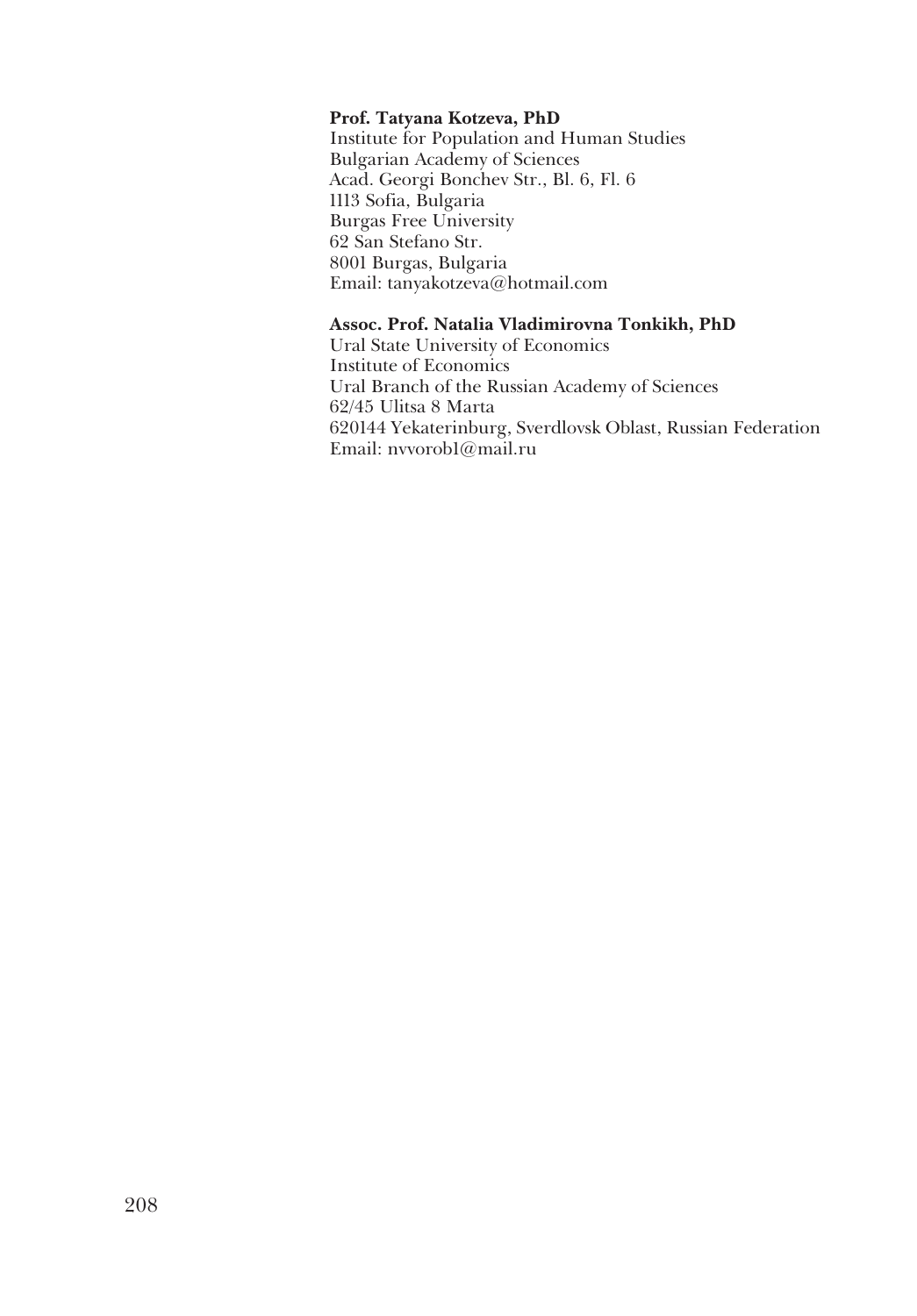**Prof. Tatyana Kotzeva, PhD**
Institute for Population and Human Studies
Bulgarian Academy of Sciences
Acad. Georgi Bonchev Str., Bl. 6, Fl. 6
1113 Sofia, Bulgaria
Burgas Free University
62 San Stefano Str.
8001 Burgas, Bulgaria
Email: tanyakotzeva@hotmail.com

**Assoc. Prof. Natalia Vladimirovna Tonkikh, PhD**
Ural State University of Economics
Institute of Economics
Ural Branch of the Russian Academy of Sciences
62/45 Ulitsa 8 Marta
620144 Yekaterinburg, Sverdlovsk Oblast, Russian Federation
Email: nvvorob1@mail.ru